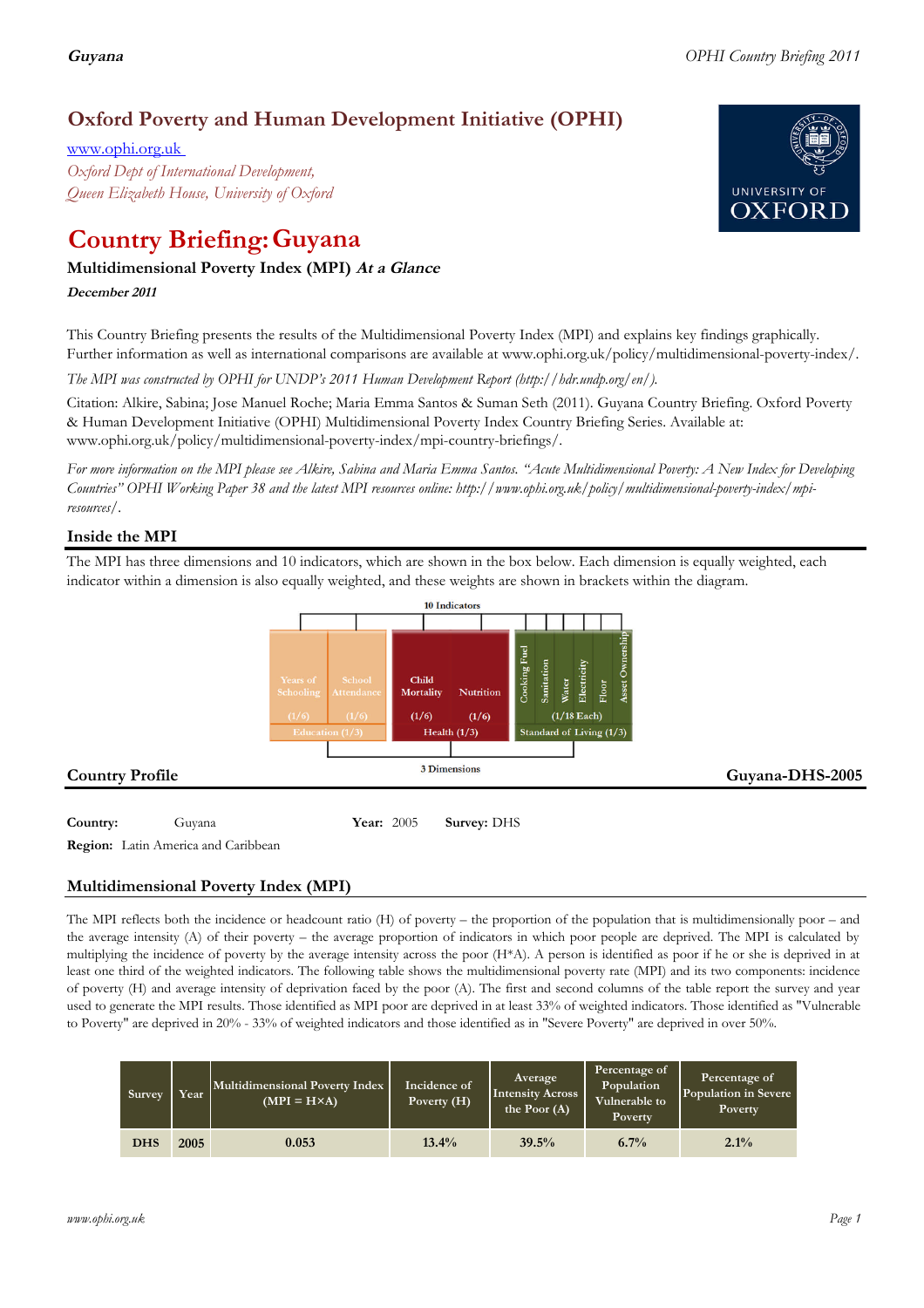## Oxford Poverty and Human Development Initiative (OPHI)

www.ophi.org.uk

*Oxford Dept of International Development, Queen Elizabeth House, University of Oxford*

# Country Briefing: Guyana

### Multidimensional Poverty Index (MPI) *At a Glance*

***December 2011***

This Country Briefing presents the results of the Multidimensional Poverty Index (MPI) and explains key findings graphically. Further information as well as international comparisons are available at www.ophi.org.uk/policy/multidimensional-poverty-index/.

*The MPI was constructed by OPHI for UNDP's 2011 Human Development Report (http://hdr.undp.org/en/).*

Citation: Alkire, Sabina; Jose Manuel Roche; Maria Emma Santos & Suman Seth (2011). Guyana Country Briefing. Oxford Poverty & Human Development Initiative (OPHI) Multidimensional Poverty Index Country Briefing Series. Available at: www.ophi.org.uk/policy/multidimensional-poverty-index/mpi-country-briefings/.

*For more information on the MPI please see Alkire, Sabina and Maria Emma Santos. "Acute Multidimensional Poverty: A New Index for Developing Countries" OPHI Working Paper 38 and the latest MPI resources online: http://www.ophi.org.uk/policy/multidimensional-poverty-index/mpi-resources/.*

## Inside the MPI

The MPI has three dimensions and 10 indicators, which are shown in the box below. Each dimension is equally weighted, each indicator within a dimension is also equally weighted, and these weights are shown in brackets within the diagram.

10 Indicators

| Education (1/3) | | Health (1/3) | | Standard of Living (1/3) | | | | | |
|---|---|---|---|---|---|---|---|---|---|
| Years of Schooling (1/6) | School Attendance (1/6) | Child Mortality (1/6) | Nutrition (1/6) | Cooking Fuel | Sanitation | Water | Electricity | Floor | Asset Ownership |
| | | | | (1/18 Each) | | | | | |

3 Dimensions

## Country Profile

**Guyana-DHS-2005**

**Country:** Guyana **Year:** 2005 **Survey:** DHS

**Region:** Latin America and Caribbean

## Multidimensional Poverty Index (MPI)

The MPI reflects both the incidence or headcount ratio (H) of poverty – the proportion of the population that is multidimensionally poor – and the average intensity (A) of their poverty – the average proportion of indicators in which poor people are deprived. The MPI is calculated by multiplying the incidence of poverty by the average intensity across the poor (H\*A). A person is identified as poor if he or she is deprived in at least one third of the weighted indicators. The following table shows the multidimensional poverty rate (MPI) and its two components: incidence of poverty (H) and average intensity of deprivation faced by the poor (A). The first and second columns of the table report the survey and year used to generate the MPI results. Those identified as MPI poor are deprived in at least 33% of weighted indicators. Those identified as "Vulnerable to Poverty" are deprived in 20% - 33% of weighted indicators and those identified as in "Severe Poverty" are deprived in over 50%.

| Survey | Year | Multidimensional Poverty Index (MPI = H×A) | Incidence of Poverty (H) | Average Intensity Across the Poor (A) | Percentage of Population Vulnerable to Poverty | Percentage of Population in Severe Poverty |
|---|---|---|---|---|---|---|
| DHS | 2005 | 0.053 | 13.4% | 39.5% | 6.7% | 2.1% |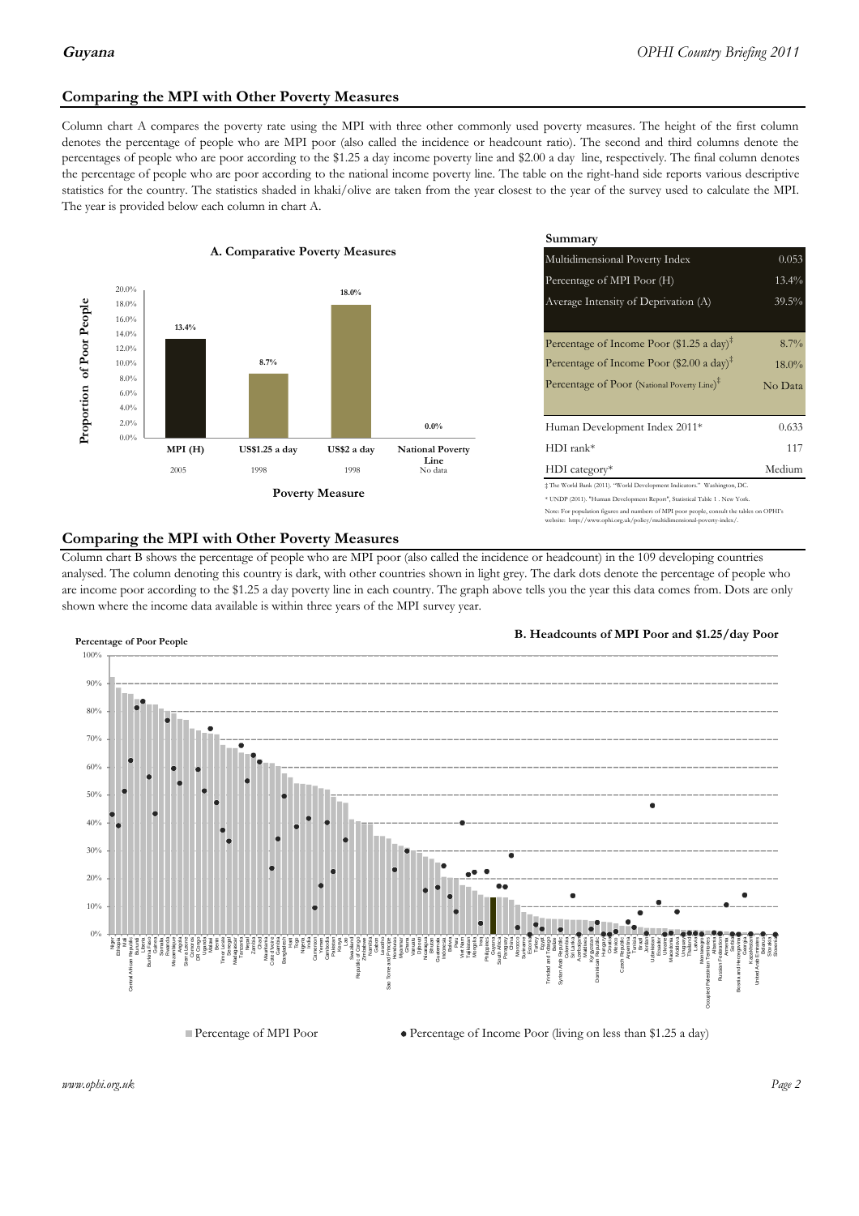## Comparing the MPI with Other Poverty Measures

Column chart A compares the poverty rate using the MPI with three other commonly used poverty measures. The height of the first column denotes the percentage of people who are MPI poor (also called the incidence or headcount ratio). The second and third columns denote the percentages of people who are poor according to the $1.25 a day income poverty line and $2.00 a day line, respectively. The final column denotes the percentage of people who are poor according to the national income poverty line. The table on the right-hand side reports various descriptive statistics for the country. The statistics shaded in khaki/olive are taken from the year closest to the year of the survey used to calculate the MPI. The year is provided below each column in chart A.

**A. Comparative Poverty Measures**

| Poverty Measure | Proportion of Poor People | Year |
|---|---|---|
| MPI (H) | 13.4% | 2005 |
| US$1.25 a day | 8.7% | 1998 |
| US$2 a day | 18.0% | 1998 |
| National Poverty Line | 0.0% | No data |

**Summary**

| | |
|---|---|
| Multidimensional Poverty Index | 0.053 |
| Percentage of MPI Poor (H) | 13.4% |
| Average Intensity of Deprivation (A) | 39.5% |
| Percentage of Income Poor ($1.25 a day)‡ | 8.7% |
| Percentage of Income Poor ($2.00 a day)‡ | 18.0% |
| Percentage of Poor (National Poverty Line)‡ | No Data |
| Human Development Index 2011* | 0.633 |
| HDI rank* | 117 |
| HDI category* | Medium |

‡ The World Bank (2011). "World Development Indicators." Washington, DC.

* UNDP (2011). "Human Development Report", Statistical Table 1 . New York.

Note: For population figures and numbers of MPI poor people, consult the tables on OPHI's website: http://www.ophi.org.uk/policy/multidimensional-poverty-index/.

## Comparing the MPI with Other Poverty Measures

Column chart B shows the percentage of people who are MPI poor (also called the incidence or headcount) in the 109 developing countries analysed. The column denoting this country is dark, with other countries shown in light grey. The dark dots denote the percentage of people who are income poor according to the $1.25 a day poverty line in each country. The graph above tells you the year this data comes from. Dots are only shown where the income data available is within three years of the MPI survey year.

**B. Headcounts of MPI Poor and $1.25/day Poor**

Percentage of Poor People

■ Percentage of MPI Poor ● Percentage of Income Poor (living on less than $1.25 a day)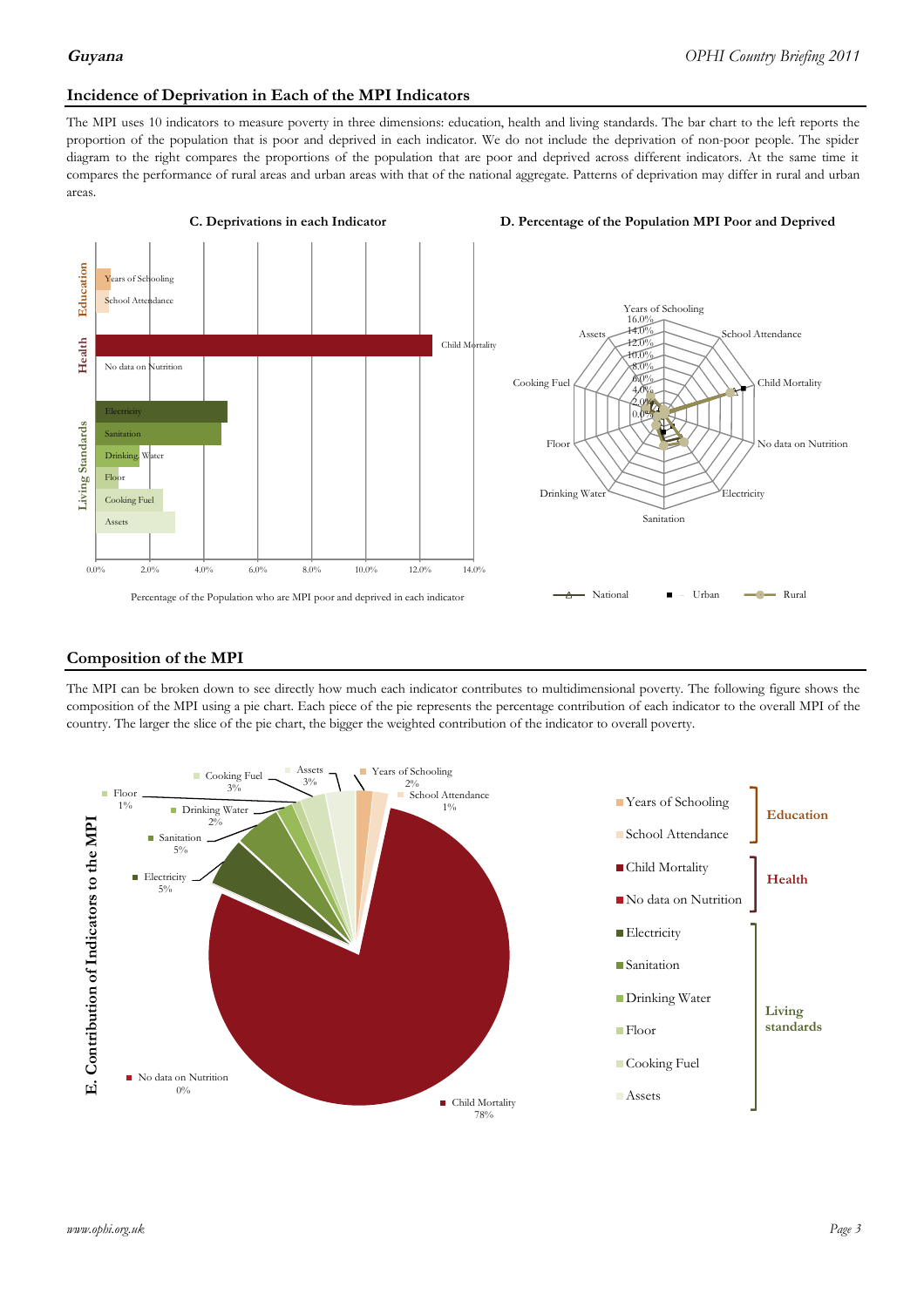## Incidence of Deprivation in Each of the MPI Indicators

The MPI uses 10 indicators to measure poverty in three dimensions: education, health and living standards. The bar chart to the left reports the proportion of the population that is poor and deprived in each indicator. We do not include the deprivation of non-poor people. The spider diagram to the right compares the proportions of the population that are poor and deprived across different indicators. At the same time it compares the performance of rural areas and urban areas with that of the national aggregate. Patterns of deprivation may differ in rural and urban areas.

**C. Deprivations in each Indicator**

Percentage of the Population who are MPI poor and deprived in each indicator

**D. Percentage of the Population MPI Poor and Deprived**

## Composition of the MPI

The MPI can be broken down to see directly how much each indicator contributes to multidimensional poverty. The following figure shows the composition of the MPI using a pie chart. Each piece of the pie represents the percentage contribution of each indicator to the overall MPI of the country. The larger the slice of the pie chart, the bigger the weighted contribution of the indicator to overall poverty.

**E. Contribution of Indicators to the MPI**

| Dimension | Indicator | Contribution |
|---|---|---|
| Education | Years of Schooling | 2% |
| | School Attendance | 1% |
| Health | Child Mortality | 78% |
| | No data on Nutrition | 0% |
| Living standards | Electricity | 5% |
| | Sanitation | 5% |
| | Drinking Water | 2% |
| | Floor | 1% |
| | Cooking Fuel | 3% |
| | Assets | 3% |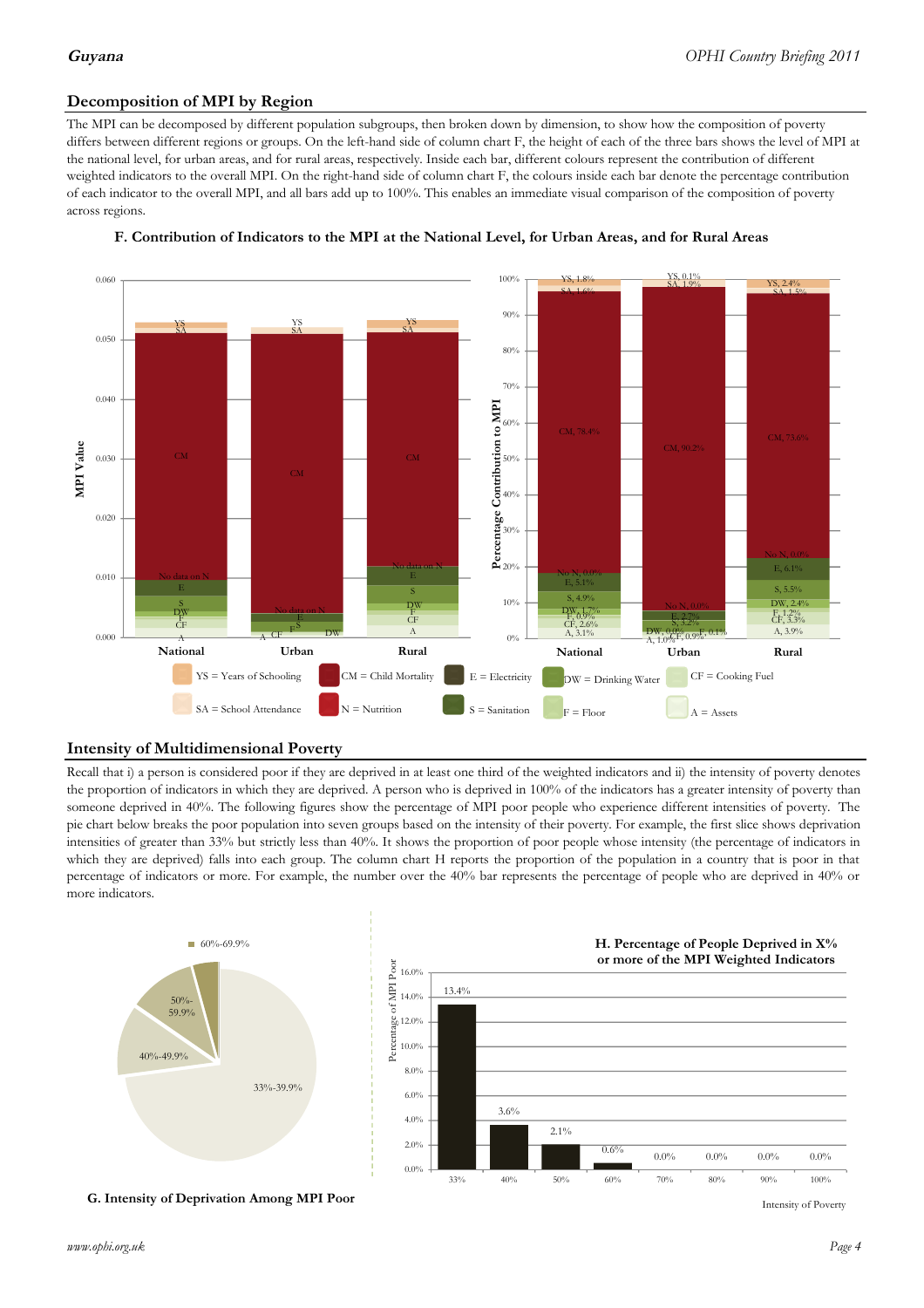## Decomposition of MPI by Region

The MPI can be decomposed by different population subgroups, then broken down by dimension, to show how the composition of poverty differs between different regions or groups. On the left-hand side of column chart F, the height of each of the three bars shows the level of MPI at the national level, for urban areas, and for rural areas, respectively. Inside each bar, different colours represent the contribution of different weighted indicators to the overall MPI. On the right-hand side of column chart F, the colours inside each bar denote the percentage contribution of each indicator to the overall MPI, and all bars add up to 100%. This enables an immediate visual comparison of the composition of poverty across regions.

**F. Contribution of Indicators to the MPI at the National Level, for Urban Areas, and for Rural Areas**

MPI Value
0.060
0.050
0.040
0.030
0.020
0.010
0.000

National: YS, SA, CM, No data on N, E, S, DW, F, CF, A
Urban: YS, SA, CM, No data on N, E, S, A, CF, F, DW
Rural: YS, SA, CM, No data on N, E, S, DW, F, CF, A

Percentage Contribution to MPI
100%
90%
80%
70%
60%
50%
40%
30%
20%
10%
0%

National: YS, 1.8%; SA, 1.6%; CM, 78.4%; No N, 0.0%; E, 5.1%; S, 4.9%; DW, 1.7%; F, 0.9%; CF, 2.6%; A, 3.1%
Urban: YS, 0.1%; SA, 1.9%; CM, 90.2%; No N, 0.0%; E, 2.7%; S, 3.2%; DW, 0.0%; F, 0.9%; F, 0.1%; A, 1.0%
Rural: YS, 2.4%; SA, 1.5%; CM, 73.6%; No N, 0.0%; E, 6.1%; S, 5.5%; DW, 2.4%; F, 1.2%; CF, 3.3%; A, 3.9%

YS = Years of Schooling
CM = Child Mortality
E = Electricity
DW = Drinking Water
CF = Cooking Fuel
SA = School Attendance
N = Nutrition
S = Sanitation
F = Floor
A = Assets

## Intensity of Multidimensional Poverty

Recall that i) a person is considered poor if they are deprived in at least one third of the weighted indicators and ii) the intensity of poverty denotes the proportion of indicators in which they are deprived. A person who is deprived in 100% of the indicators has a greater intensity of poverty than someone deprived in 40%. The following figures show the percentage of MPI poor people who experience different intensities of poverty. The pie chart below breaks the poor population into seven groups based on the intensity of their poverty. For example, the first slice shows deprivation intensities of greater than 33% but strictly less than 40%. It shows the proportion of poor people whose intensity (the percentage of indicators in which they are deprived) falls into each group. The column chart H reports the proportion of the population in a country that is poor in that percentage of indicators or more. For example, the number over the 40% bar represents the percentage of people who are deprived in 40% or more indicators.

60%-69.9%
50%-59.9%
40%-49.9%
33%-39.9%

**G. Intensity of Deprivation Among MPI Poor**

**H. Percentage of People Deprived in X% or more of the MPI Weighted Indicators**

Percentage of MPI Poor
16.0%
14.0%
12.0%
10.0%
8.0%
6.0%
4.0%
2.0%
0.0%

33%: 13.4%
40%: 3.6%
50%: 2.1%
60%: 0.6%
70%: 0.0%
80%: 0.0%
90%: 0.0%
100%: 0.0%

Intensity of Poverty